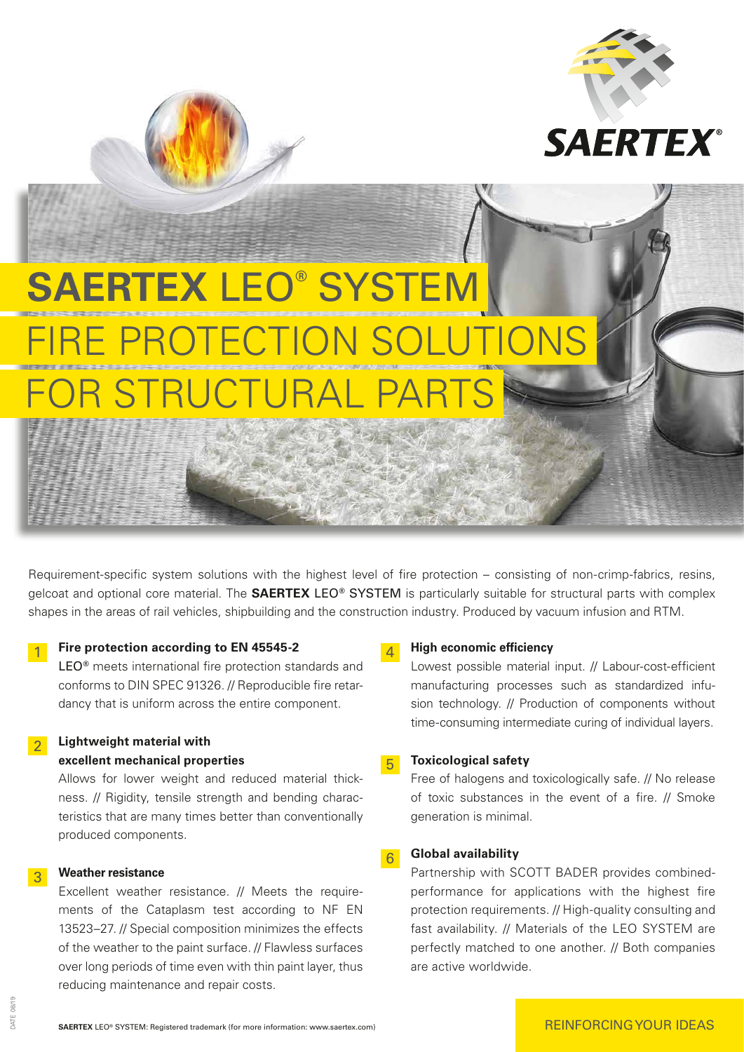# **SAERTEX** LEO® SYSTEM
# FIRE PROTECTION SOLUTIONS FOR STRUCTURAL PARTS

Requirement-specific system solutions with the highest level of fire protection – consisting of non-crimp-fabrics, resins, gelcoat and optional core material. The **SAERTEX** LEO® SYSTEM is particularly suitable for structural parts with complex shapes in the areas of rail vehicles, shipbuilding and the construction industry. Produced by vacuum infusion and RTM.

**1 Fire protection according to EN 45545-2**

LEO® meets international fire protection standards and conforms to DIN SPEC 91326. // Reproducible fire retardancy that is uniform across the entire component.

**2 Lightweight material with excellent mechanical properties**

Allows for lower weight and reduced material thickness. // Rigidity, tensile strength and bending characteristics that are many times better than conventionally produced components.

**3 Weather resistance**

Excellent weather resistance. // Meets the requirements of the Cataplasm test according to NF EN 13523–27. // Special composition minimizes the effects of the weather to the paint surface. // Flawless surfaces over long periods of time even with thin paint layer, thus reducing maintenance and repair costs.

**4 High economic efficiency**

Lowest possible material input. // Labour-cost-efficient manufacturing processes such as standardized infusion technology. // Production of components without time-consuming intermediate curing of individual layers.

**5 Toxicological safety**

Free of halogens and toxicologically safe. // No release of toxic substances in the event of a fire. // Smoke generation is minimal.

**6 Global availability**

Partnership with SCOTT BADER provides combined-performance for applications with the highest fire protection requirements. // High-quality consulting and fast availability. // Materials of the LEO SYSTEM are perfectly matched to one another. // Both companies are active worldwide.

**SAERTEX** LEO® SYSTEM: Registered trademark (for more information: www.saertex.com)

REINFORCING YOUR IDEAS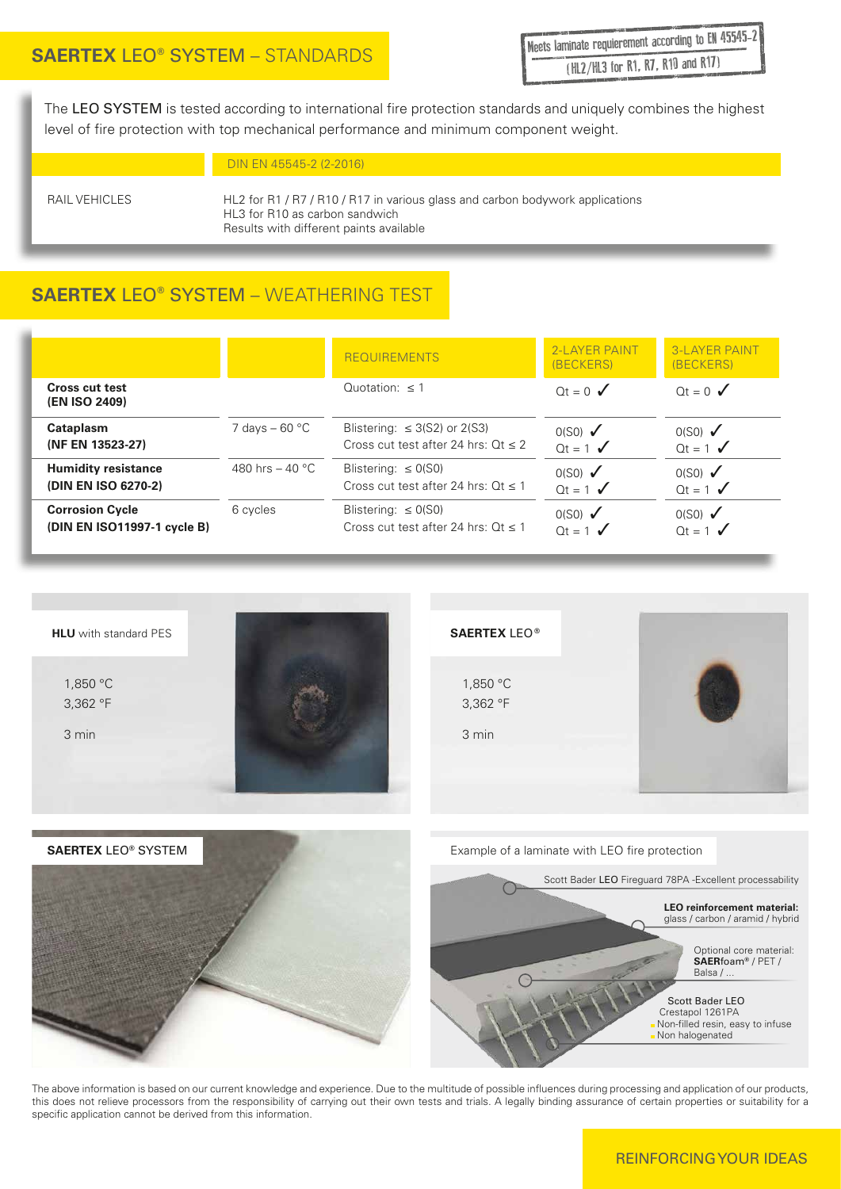## SAERTEX LEO® SYSTEM – STANDARDS

Meets laminate requierement according to EN 45545-2 (HL2/HL3 for R1, R7, R10 and R17)

The LEO SYSTEM is tested according to international fire protection standards and uniquely combines the highest level of fire protection with top mechanical performance and minimum component weight.

| | DIN EN 45545-2 (2-2016) |
|---|---|
| RAIL VEHICLES | HL2 for R1 / R7 / R10 / R17 in various glass and carbon bodywork applications<br>HL3 for R10 as carbon sandwich<br>Results with different paints available |

## SAERTEX LEO® SYSTEM – WEATHERING TEST

| | | REQUIREMENTS | 2-LAYER PAINT (BECKERS) | 3-LAYER PAINT (BECKERS) |
|---|---|---|---|---|
| **Cross cut test (EN ISO 2409)** | | Quotation: ≤ 1 | Qt = 0 ✓ | Qt = 0 ✓ |
| **Cataplasm (NF EN 13523-27)** | 7 days – 60 °C | Blistering: ≤ 3(S2) or 2(S3)<br>Cross cut test after 24 hrs: Qt ≤ 2 | 0(S0) ✓<br>Qt = 1 ✓ | 0(S0) ✓<br>Qt = 1 ✓ |
| **Humidity resistance (DIN EN ISO 6270-2)** | 480 hrs – 40 °C | Blistering: ≤ 0(S0)<br>Cross cut test after 24 hrs: Qt ≤ 1 | 0(S0) ✓<br>Qt = 1 ✓ | 0(S0) ✓<br>Qt = 1 ✓ |
| **Corrosion Cycle (DIN EN ISO11997-1 cycle B)** | 6 cycles | Blistering: ≤ 0(S0)<br>Cross cut test after 24 hrs: Qt ≤ 1 | 0(S0) ✓<br>Qt = 1 ✓ | 0(S0) ✓<br>Qt = 1 ✓ |

**HLU** with standard PES

1,850 °C
3,362 °F

3 min

**SAERTEX** LEO®

1,850 °C
3,362 °F

3 min

**SAERTEX** LEO® SYSTEM

Example of a laminate with LEO fire protection

Scott Bader **LEO** Fireguard 78PA -Excellent processability

**LEO reinforcement material:** glass / carbon / aramid / hybrid

Optional core material: **SAER**foam® / PET / Balsa / ...

Scott Bader LEO Crestapol 1261PA
- Non-filled resin, easy to infuse
- Non halogenated

The above information is based on our current knowledge and experience. Due to the multitude of possible influences during processing and application of our products, this does not relieve processors from the responsibility of carrying out their own tests and trials. A legally binding assurance of certain properties or suitability for a specific application cannot be derived from this information.

REINFORCING YOUR IDEAS